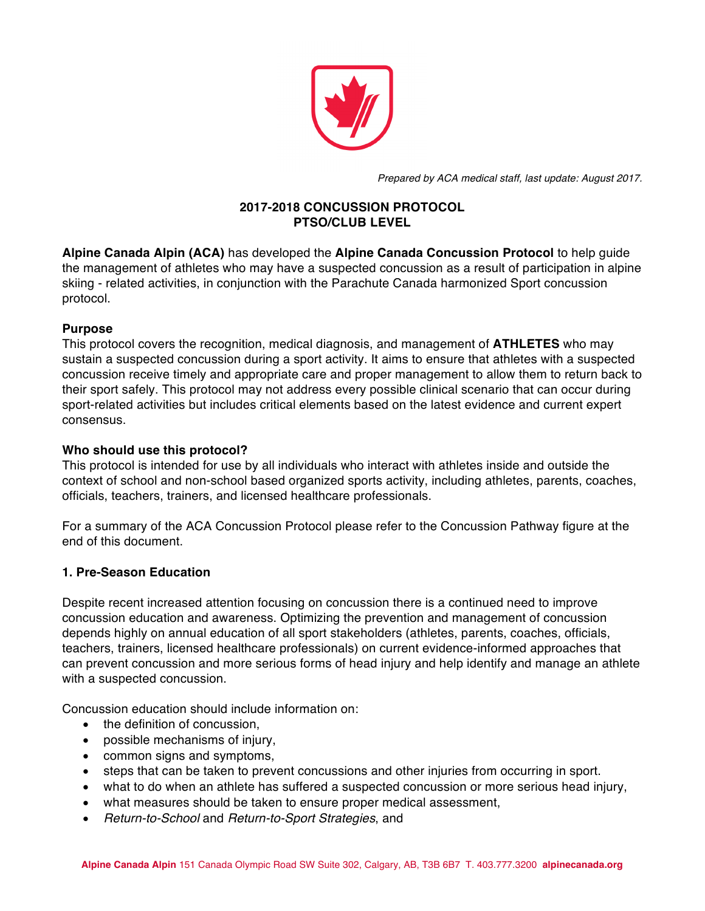*Prepared by ACA medical staff, last update: August 2017.*

# 2017-2018 CONCUSSION PROTOCOL
# PTSO/CLUB LEVEL

**Alpine Canada Alpin (ACA)** has developed the **Alpine Canada Concussion Protocol** to help guide the management of athletes who may have a suspected concussion as a result of participation in alpine skiing - related activities, in conjunction with the Parachute Canada harmonized Sport concussion protocol.

**Purpose**

This protocol covers the recognition, medical diagnosis, and management of **ATHLETES** who may sustain a suspected concussion during a sport activity. It aims to ensure that athletes with a suspected concussion receive timely and appropriate care and proper management to allow them to return back to their sport safely. This protocol may not address every possible clinical scenario that can occur during sport-related activities but includes critical elements based on the latest evidence and current expert consensus.

**Who should use this protocol?**

This protocol is intended for use by all individuals who interact with athletes inside and outside the context of school and non-school based organized sports activity, including athletes, parents, coaches, officials, teachers, trainers, and licensed healthcare professionals.

For a summary of the ACA Concussion Protocol please refer to the Concussion Pathway figure at the end of this document.

## 1. Pre-Season Education

Despite recent increased attention focusing on concussion there is a continued need to improve concussion education and awareness. Optimizing the prevention and management of concussion depends highly on annual education of all sport stakeholders (athletes, parents, coaches, officials, teachers, trainers, licensed healthcare professionals) on current evidence-informed approaches that can prevent concussion and more serious forms of head injury and help identify and manage an athlete with a suspected concussion.

Concussion education should include information on:

- the definition of concussion,
- possible mechanisms of injury,
- common signs and symptoms,
- steps that can be taken to prevent concussions and other injuries from occurring in sport.
- what to do when an athlete has suffered a suspected concussion or more serious head injury,
- what measures should be taken to ensure proper medical assessment,
- *Return-to-School* and *Return-to-Sport Strategies*, and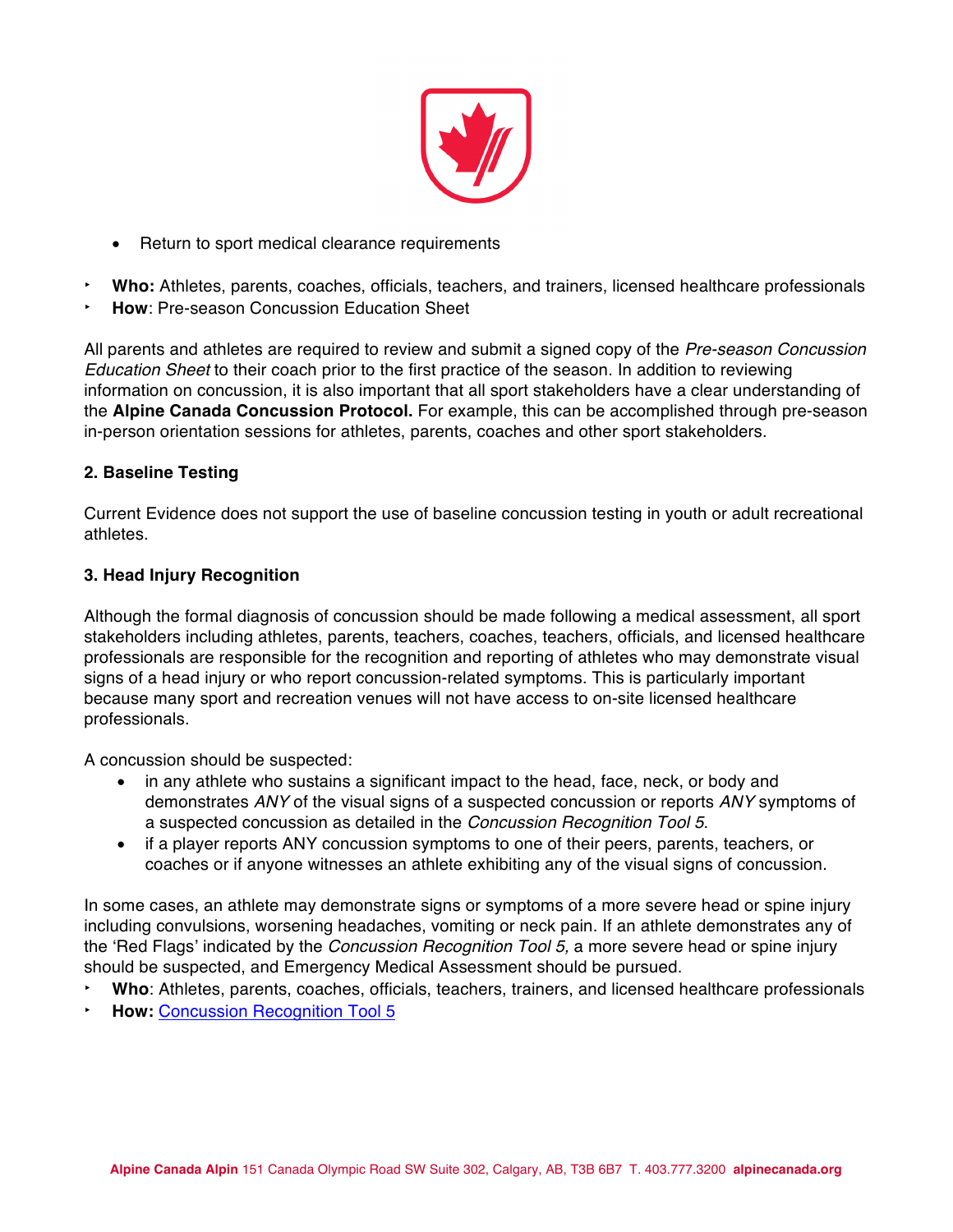- Return to sport medical clearance requirements

- **Who:** Athletes, parents, coaches, officials, teachers, and trainers, licensed healthcare professionals
- **How**: Pre-season Concussion Education Sheet

All parents and athletes are required to review and submit a signed copy of the *Pre-season Concussion Education Sheet* to their coach prior to the first practice of the season. In addition to reviewing information on concussion, it is also important that all sport stakeholders have a clear understanding of the **Alpine Canada Concussion Protocol.** For example, this can be accomplished through pre-season in-person orientation sessions for athletes, parents, coaches and other sport stakeholders.

### 2. Baseline Testing

Current Evidence does not support the use of baseline concussion testing in youth or adult recreational athletes.

### 3. Head Injury Recognition

Although the formal diagnosis of concussion should be made following a medical assessment, all sport stakeholders including athletes, parents, teachers, coaches, teachers, officials, and licensed healthcare professionals are responsible for the recognition and reporting of athletes who may demonstrate visual signs of a head injury or who report concussion-related symptoms. This is particularly important because many sport and recreation venues will not have access to on-site licensed healthcare professionals.

A concussion should be suspected:

- in any athlete who sustains a significant impact to the head, face, neck, or body and demonstrates *ANY* of the visual signs of a suspected concussion or reports *ANY* symptoms of a suspected concussion as detailed in the *Concussion Recognition Tool 5*.
- if a player reports ANY concussion symptoms to one of their peers, parents, teachers, or coaches or if anyone witnesses an athlete exhibiting any of the visual signs of concussion.

In some cases, an athlete may demonstrate signs or symptoms of a more severe head or spine injury including convulsions, worsening headaches, vomiting or neck pain. If an athlete demonstrates any of the 'Red Flags' indicated by the *Concussion Recognition Tool 5,* a more severe head or spine injury should be suspected, and Emergency Medical Assessment should be pursued.

- **Who**: Athletes, parents, coaches, officials, teachers, trainers, and licensed healthcare professionals
- **How:** Concussion Recognition Tool 5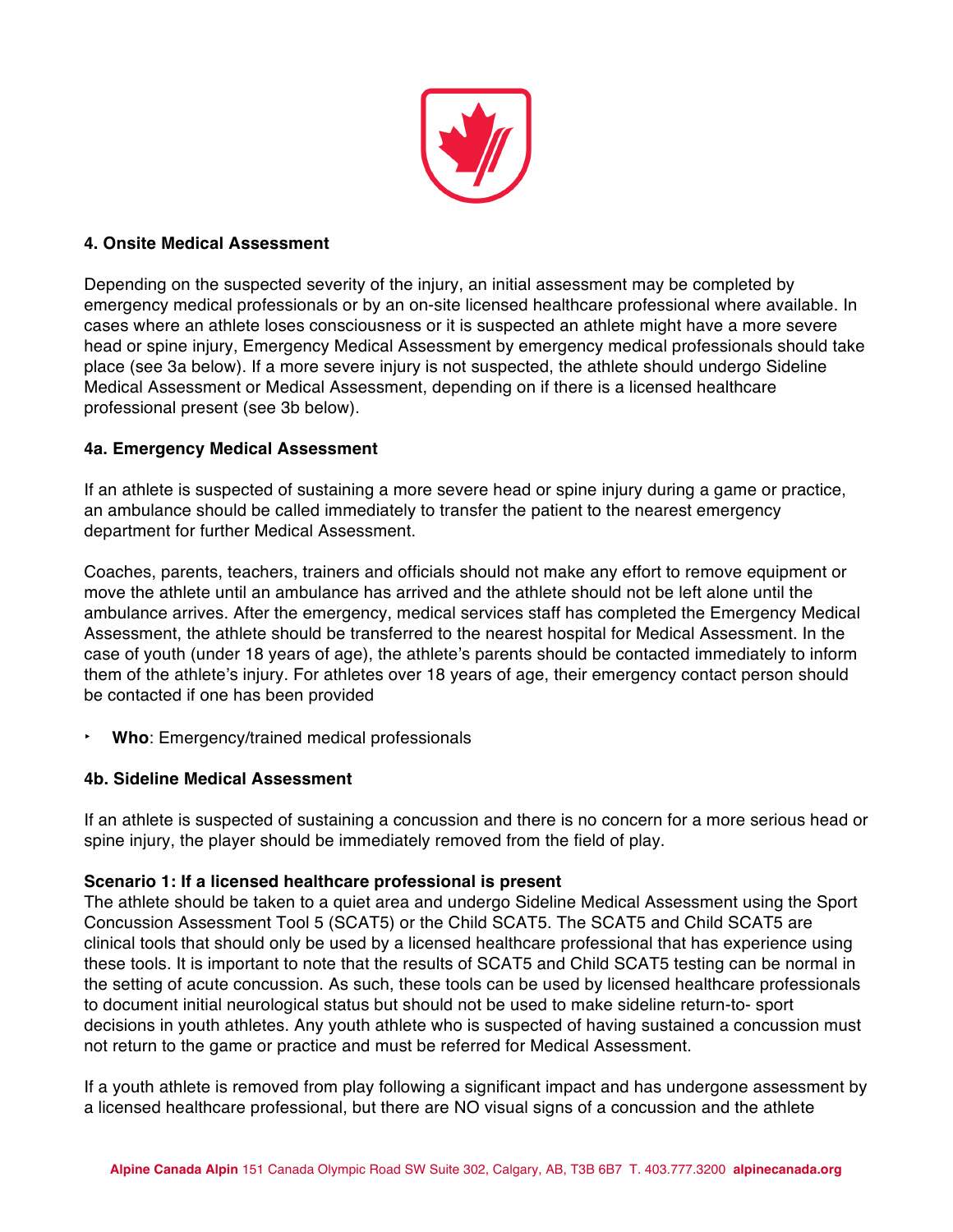## 4. Onsite Medical Assessment

Depending on the suspected severity of the injury, an initial assessment may be completed by emergency medical professionals or by an on-site licensed healthcare professional where available. In cases where an athlete loses consciousness or it is suspected an athlete might have a more severe head or spine injury, Emergency Medical Assessment by emergency medical professionals should take place (see 3a below). If a more severe injury is not suspected, the athlete should undergo Sideline Medical Assessment or Medical Assessment, depending on if there is a licensed healthcare professional present (see 3b below).

### 4a. Emergency Medical Assessment

If an athlete is suspected of sustaining a more severe head or spine injury during a game or practice, an ambulance should be called immediately to transfer the patient to the nearest emergency department for further Medical Assessment.

Coaches, parents, teachers, trainers and officials should not make any effort to remove equipment or move the athlete until an ambulance has arrived and the athlete should not be left alone until the ambulance arrives. After the emergency, medical services staff has completed the Emergency Medical Assessment, the athlete should be transferred to the nearest hospital for Medical Assessment. In the case of youth (under 18 years of age), the athlete's parents should be contacted immediately to inform them of the athlete's injury. For athletes over 18 years of age, their emergency contact person should be contacted if one has been provided

- **Who**: Emergency/trained medical professionals

### 4b. Sideline Medical Assessment

If an athlete is suspected of sustaining a concussion and there is no concern for a more serious head or spine injury, the player should be immediately removed from the field of play.

**Scenario 1: If a licensed healthcare professional is present**

The athlete should be taken to a quiet area and undergo Sideline Medical Assessment using the Sport Concussion Assessment Tool 5 (SCAT5) or the Child SCAT5. The SCAT5 and Child SCAT5 are clinical tools that should only be used by a licensed healthcare professional that has experience using these tools. It is important to note that the results of SCAT5 and Child SCAT5 testing can be normal in the setting of acute concussion. As such, these tools can be used by licensed healthcare professionals to document initial neurological status but should not be used to make sideline return-to- sport decisions in youth athletes. Any youth athlete who is suspected of having sustained a concussion must not return to the game or practice and must be referred for Medical Assessment.

If a youth athlete is removed from play following a significant impact and has undergone assessment by a licensed healthcare professional, but there are NO visual signs of a concussion and the athlete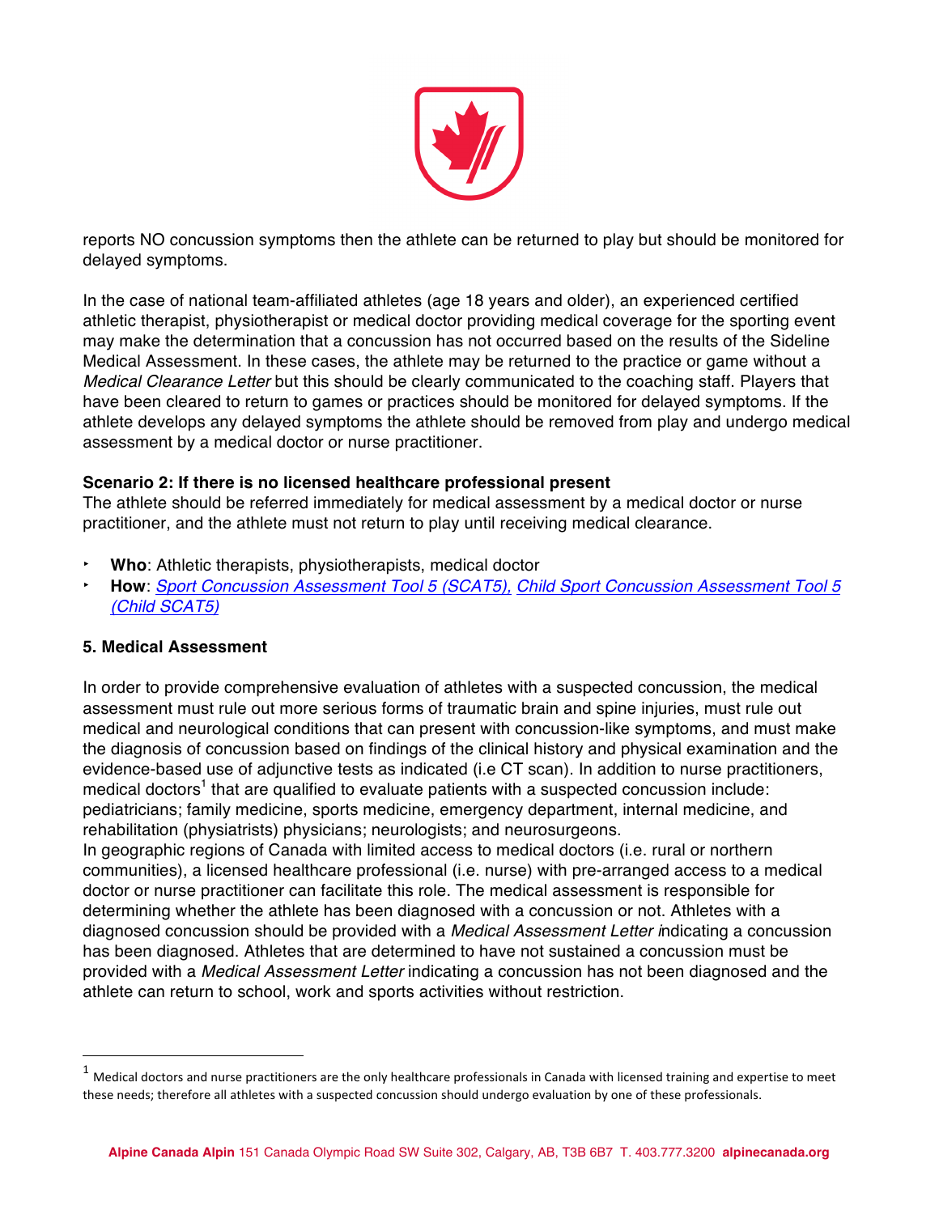reports NO concussion symptoms then the athlete can be returned to play but should be monitored for delayed symptoms.

In the case of national team-affiliated athletes (age 18 years and older), an experienced certified athletic therapist, physiotherapist or medical doctor providing medical coverage for the sporting event may make the determination that a concussion has not occurred based on the results of the Sideline Medical Assessment. In these cases, the athlete may be returned to the practice or game without a *Medical Clearance Letter* but this should be clearly communicated to the coaching staff. Players that have been cleared to return to games or practices should be monitored for delayed symptoms. If the athlete develops any delayed symptoms the athlete should be removed from play and undergo medical assessment by a medical doctor or nurse practitioner.

**Scenario 2: If there is no licensed healthcare professional present**
The athlete should be referred immediately for medical assessment by a medical doctor or nurse practitioner, and the athlete must not return to play until receiving medical clearance.

- **Who**: Athletic therapists, physiotherapists, medical doctor
- **How**: *Sport Concussion Assessment Tool 5 (SCAT5), Child Sport Concussion Assessment Tool 5 (Child SCAT5)*

### 5. Medical Assessment

In order to provide comprehensive evaluation of athletes with a suspected concussion, the medical assessment must rule out more serious forms of traumatic brain and spine injuries, must rule out medical and neurological conditions that can present with concussion-like symptoms, and must make the diagnosis of concussion based on findings of the clinical history and physical examination and the evidence-based use of adjunctive tests as indicated (i.e CT scan). In addition to nurse practitioners, medical doctors[1] that are qualified to evaluate patients with a suspected concussion include: pediatricians; family medicine, sports medicine, emergency department, internal medicine, and rehabilitation (physiatrists) physicians; neurologists; and neurosurgeons.
In geographic regions of Canada with limited access to medical doctors (i.e. rural or northern communities), a licensed healthcare professional (i.e. nurse) with pre-arranged access to a medical doctor or nurse practitioner can facilitate this role. The medical assessment is responsible for determining whether the athlete has been diagnosed with a concussion or not. Athletes with a diagnosed concussion should be provided with a *Medical Assessment Letter* indicating a concussion has been diagnosed. Athletes that are determined to have not sustained a concussion must be provided with a *Medical Assessment Letter* indicating a concussion has not been diagnosed and the athlete can return to school, work and sports activities without restriction.

[1] Medical doctors and nurse practitioners are the only healthcare professionals in Canada with licensed training and expertise to meet these needs; therefore all athletes with a suspected concussion should undergo evaluation by one of these professionals.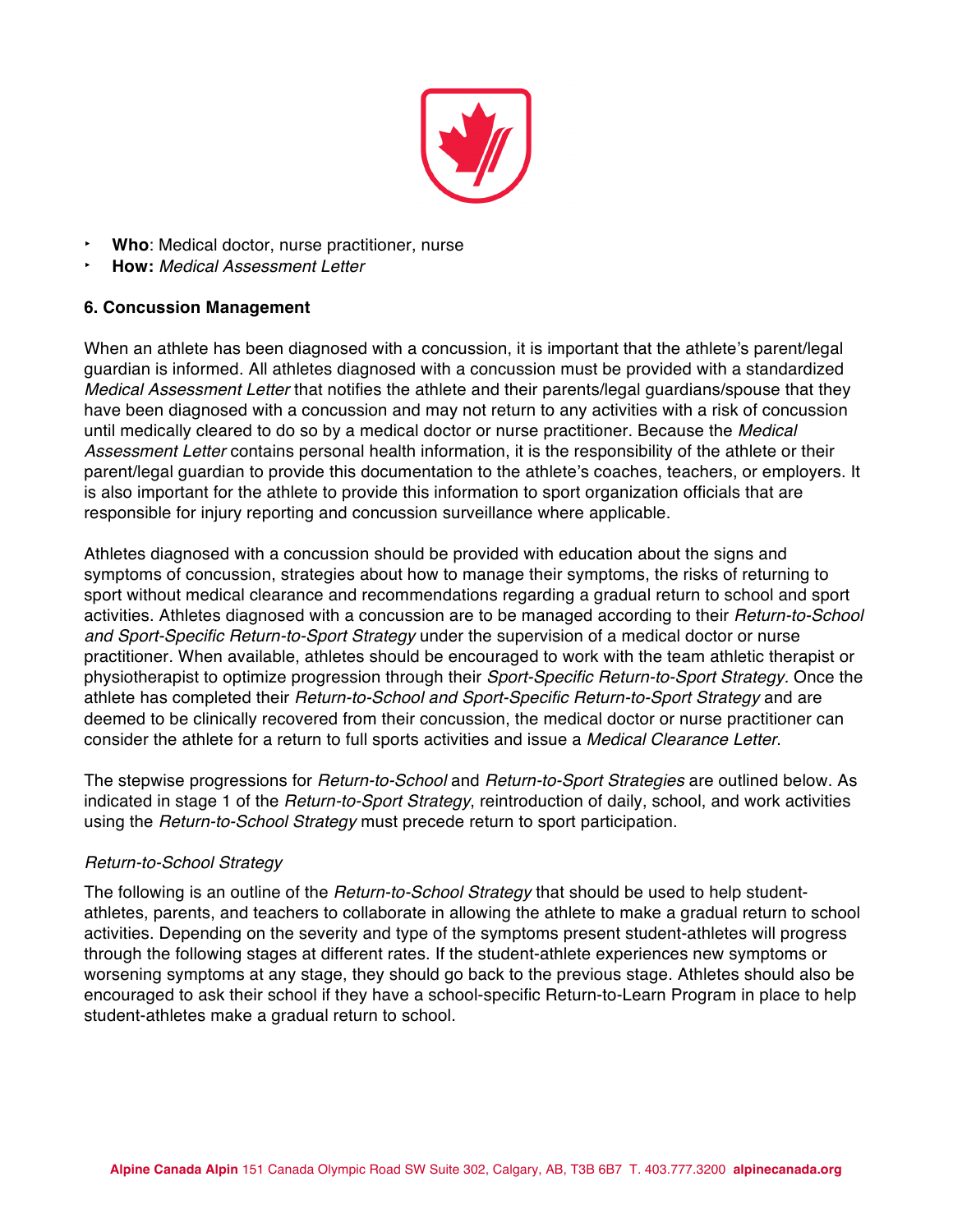- **Who**: Medical doctor, nurse practitioner, nurse
- **How:** *Medical Assessment Letter*

### 6. Concussion Management

When an athlete has been diagnosed with a concussion, it is important that the athlete's parent/legal guardian is informed. All athletes diagnosed with a concussion must be provided with a standardized *Medical Assessment Letter* that notifies the athlete and their parents/legal guardians/spouse that they have been diagnosed with a concussion and may not return to any activities with a risk of concussion until medically cleared to do so by a medical doctor or nurse practitioner. Because the *Medical Assessment Letter* contains personal health information, it is the responsibility of the athlete or their parent/legal guardian to provide this documentation to the athlete's coaches, teachers, or employers. It is also important for the athlete to provide this information to sport organization officials that are responsible for injury reporting and concussion surveillance where applicable.

Athletes diagnosed with a concussion should be provided with education about the signs and symptoms of concussion, strategies about how to manage their symptoms, the risks of returning to sport without medical clearance and recommendations regarding a gradual return to school and sport activities. Athletes diagnosed with a concussion are to be managed according to their *Return-to-School and Sport-Specific Return-to-Sport Strategy* under the supervision of a medical doctor or nurse practitioner. When available, athletes should be encouraged to work with the team athletic therapist or physiotherapist to optimize progression through their *Sport-Specific Return-to-Sport Strategy.* Once the athlete has completed their *Return-to-School and Sport-Specific Return-to-Sport Strategy* and are deemed to be clinically recovered from their concussion, the medical doctor or nurse practitioner can consider the athlete for a return to full sports activities and issue a *Medical Clearance Letter*.

The stepwise progressions for *Return-to-School* and *Return-to-Sport Strategies* are outlined below. As indicated in stage 1 of the *Return-to-Sport Strategy*, reintroduction of daily, school, and work activities using the *Return-to-School Strategy* must precede return to sport participation.

#### *Return-to-School Strategy*

The following is an outline of the *Return-to-School Strategy* that should be used to help student-athletes, parents, and teachers to collaborate in allowing the athlete to make a gradual return to school activities. Depending on the severity and type of the symptoms present student-athletes will progress through the following stages at different rates. If the student-athlete experiences new symptoms or worsening symptoms at any stage, they should go back to the previous stage. Athletes should also be encouraged to ask their school if they have a school-specific Return-to-Learn Program in place to help student-athletes make a gradual return to school.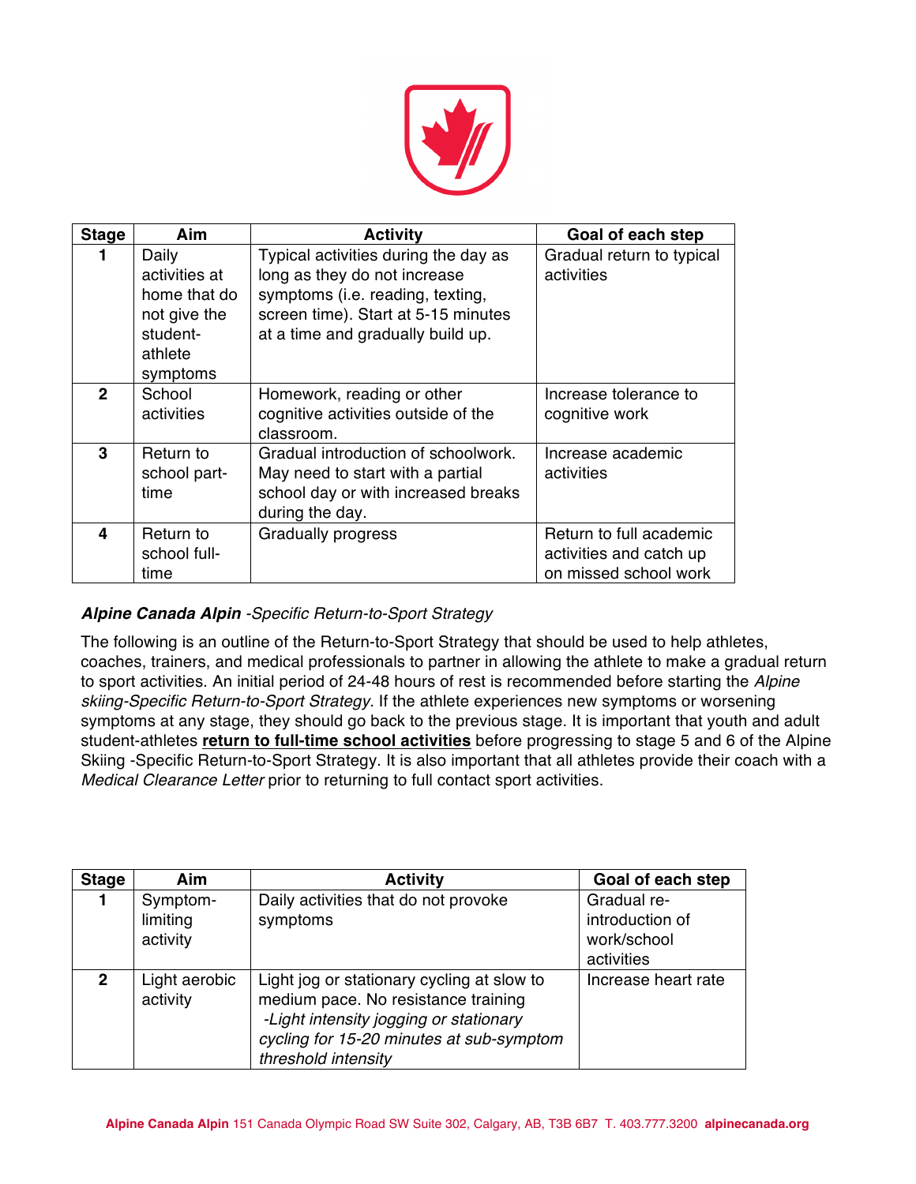| Stage | Aim | Activity | Goal of each step |
|---|---|---|---|
| 1 | Daily activities at home that do not give the student-athlete symptoms | Typical activities during the day as long as they do not increase symptoms (i.e. reading, texting, screen time). Start at 5-15 minutes at a time and gradually build up. | Gradual return to typical activities |
| 2 | School activities | Homework, reading or other cognitive activities outside of the classroom. | Increase tolerance to cognitive work |
| 3 | Return to school part-time | Gradual introduction of schoolwork. May need to start with a partial school day or with increased breaks during the day. | Increase academic activities |
| 4 | Return to school full-time | Gradually progress | Return to full academic activities and catch up on missed school work |

***Alpine Canada Alpin*** *-Specific Return-to-Sport Strategy*

The following is an outline of the Return-to-Sport Strategy that should be used to help athletes, coaches, trainers, and medical professionals to partner in allowing the athlete to make a gradual return to sport activities. An initial period of 24-48 hours of rest is recommended before starting the *Alpine skiing-Specific Return-to-Sport Strategy*. If the athlete experiences new symptoms or worsening symptoms at any stage, they should go back to the previous stage. It is important that youth and adult student-athletes **return to full-time school activities** before progressing to stage 5 and 6 of the Alpine Skiing -Specific Return-to-Sport Strategy. It is also important that all athletes provide their coach with a *Medical Clearance Letter* prior to returning to full contact sport activities.

| Stage | Aim | Activity | Goal of each step |
|---|---|---|---|
| 1 | Symptom-limiting activity | Daily activities that do not provoke symptoms | Gradual re-introduction of work/school activities |
| 2 | Light aerobic activity | Light jog or stationary cycling at slow to medium pace. No resistance training *-Light intensity jogging or stationary cycling for 15-20 minutes at sub-symptom threshold intensity* | Increase heart rate |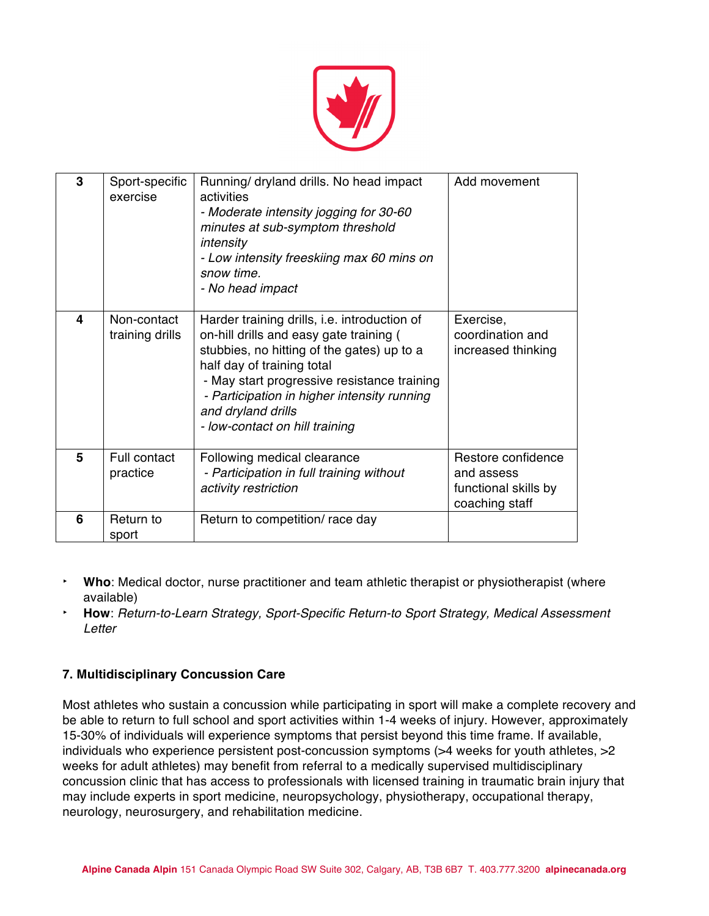| 3 | Sport-specific exercise | Running/ dryland drills. No head impact activities<br>*- Moderate intensity jogging for 30-60 minutes at sub-symptom threshold intensity*<br>*- Low intensity freeskiing max 60 mins on snow time.*<br>*- No head impact* | Add movement |
|---|---|---|---|
| 4 | Non-contact training drills | Harder training drills, i.e. introduction of on-hill drills and easy gate training ( stubbies, no hitting of the gates) up to a half day of training total<br>- May start progressive resistance training<br>*- Participation in higher intensity running and dryland drills*<br>*- low-contact on hill training* | Exercise, coordination and increased thinking |
| 5 | Full contact practice | Following medical clearance<br>*- Participation in full training without activity restriction* | Restore confidence and assess functional skills by coaching staff |
| 6 | Return to sport | Return to competition/ race day | |

- **Who**: Medical doctor, nurse practitioner and team athletic therapist or physiotherapist (where available)
- **How**: *Return-to-Learn Strategy, Sport-Specific Return-to Sport Strategy, Medical Assessment Letter*

### 7. Multidisciplinary Concussion Care

Most athletes who sustain a concussion while participating in sport will make a complete recovery and be able to return to full school and sport activities within 1-4 weeks of injury. However, approximately 15-30% of individuals will experience symptoms that persist beyond this time frame. If available, individuals who experience persistent post-concussion symptoms (>4 weeks for youth athletes, >2 weeks for adult athletes) may benefit from referral to a medically supervised multidisciplinary concussion clinic that has access to professionals with licensed training in traumatic brain injury that may include experts in sport medicine, neuropsychology, physiotherapy, occupational therapy, neurology, neurosurgery, and rehabilitation medicine.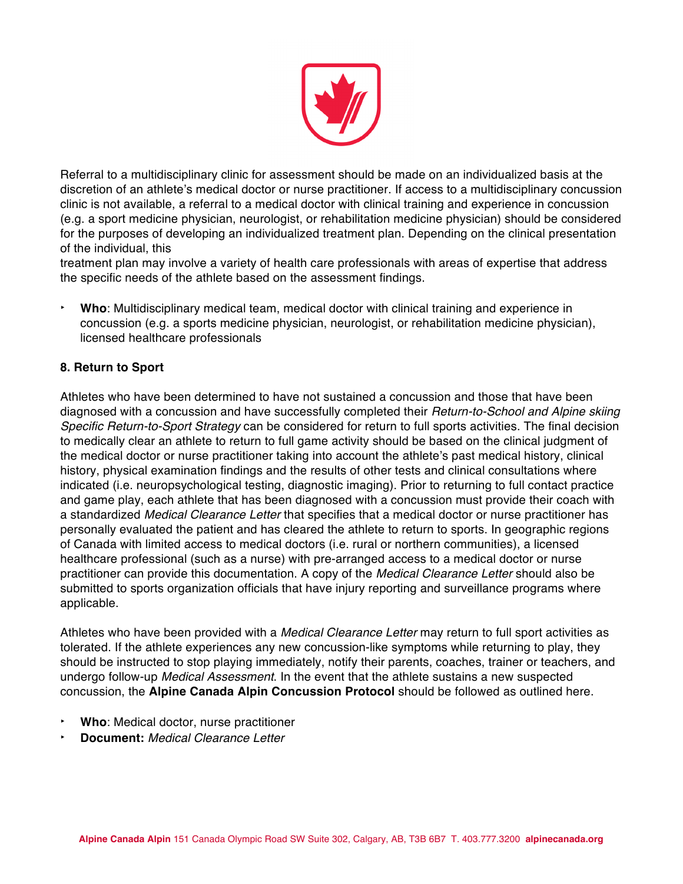Referral to a multidisciplinary clinic for assessment should be made on an individualized basis at the discretion of an athlete's medical doctor or nurse practitioner. If access to a multidisciplinary concussion clinic is not available, a referral to a medical doctor with clinical training and experience in concussion (e.g. a sport medicine physician, neurologist, or rehabilitation medicine physician) should be considered for the purposes of developing an individualized treatment plan. Depending on the clinical presentation of the individual, this treatment plan may involve a variety of health care professionals with areas of expertise that address the specific needs of the athlete based on the assessment findings.

- **Who**: Multidisciplinary medical team, medical doctor with clinical training and experience in concussion (e.g. a sports medicine physician, neurologist, or rehabilitation medicine physician), licensed healthcare professionals

### 8. Return to Sport

Athletes who have been determined to have not sustained a concussion and those that have been diagnosed with a concussion and have successfully completed their *Return-to-School and Alpine skiing Specific Return-to-Sport Strategy* can be considered for return to full sports activities. The final decision to medically clear an athlete to return to full game activity should be based on the clinical judgment of the medical doctor or nurse practitioner taking into account the athlete's past medical history, clinical history, physical examination findings and the results of other tests and clinical consultations where indicated (i.e. neuropsychological testing, diagnostic imaging). Prior to returning to full contact practice and game play, each athlete that has been diagnosed with a concussion must provide their coach with a standardized *Medical Clearance Letter* that specifies that a medical doctor or nurse practitioner has personally evaluated the patient and has cleared the athlete to return to sports. In geographic regions of Canada with limited access to medical doctors (i.e. rural or northern communities), a licensed healthcare professional (such as a nurse) with pre-arranged access to a medical doctor or nurse practitioner can provide this documentation. A copy of the *Medical Clearance Letter* should also be submitted to sports organization officials that have injury reporting and surveillance programs where applicable.

Athletes who have been provided with a *Medical Clearance Letter* may return to full sport activities as tolerated. If the athlete experiences any new concussion-like symptoms while returning to play, they should be instructed to stop playing immediately, notify their parents, coaches, trainer or teachers, and undergo follow-up *Medical Assessment*. In the event that the athlete sustains a new suspected concussion, the **Alpine Canada Alpin Concussion Protocol** should be followed as outlined here.

- **Who**: Medical doctor, nurse practitioner
- **Document:** *Medical Clearance Letter*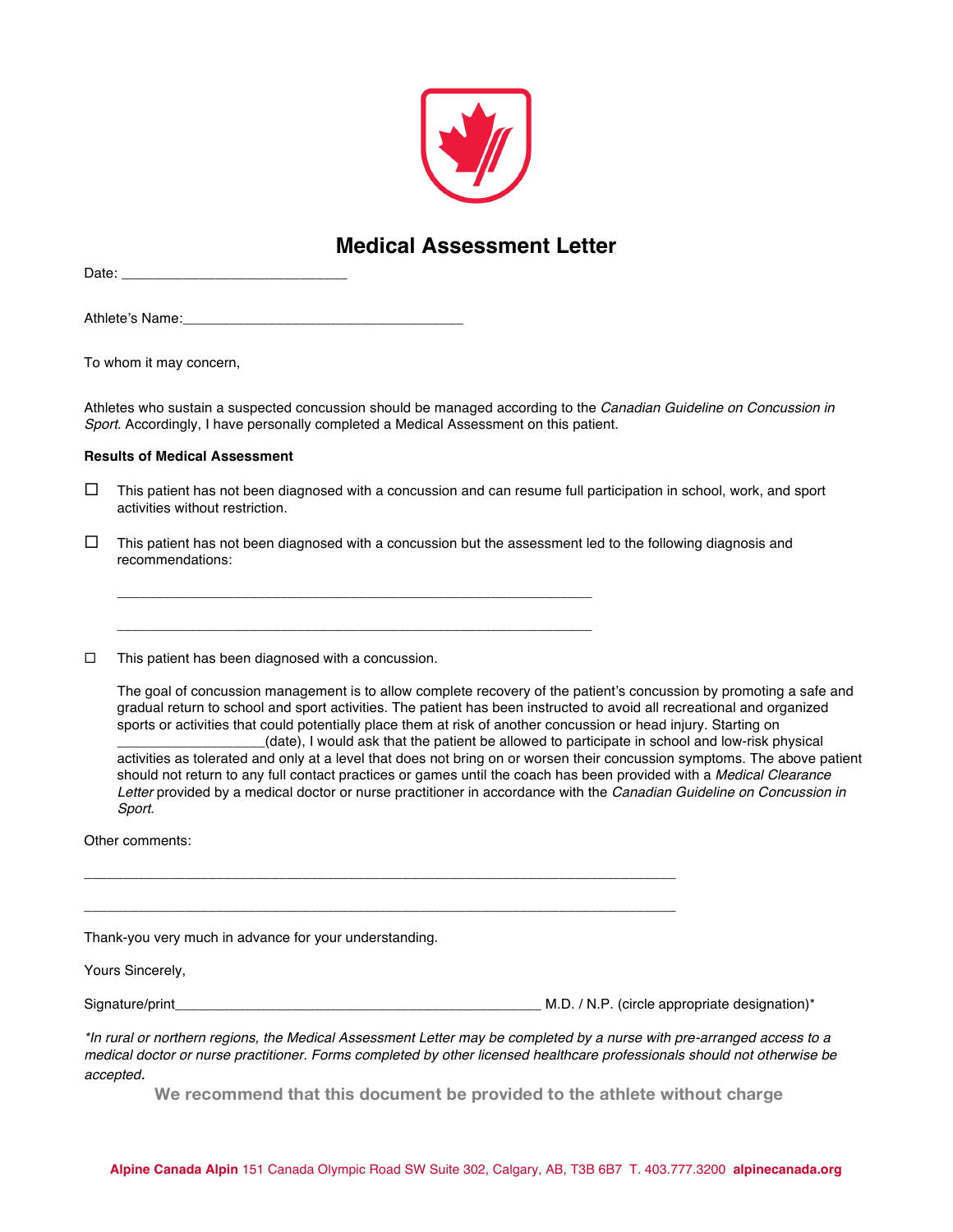# Medical Assessment Letter

Date: ____________________________

Athlete's Name:___________________________________

To whom it may concern,

Athletes who sustain a suspected concussion should be managed according to the *Canadian Guideline on Concussion in Sport*. Accordingly, I have personally completed a Medical Assessment on this patient.

**Results of Medical Assessment**

☐ This patient has not been diagnosed with a concussion and can resume full participation in school, work, and sport activities without restriction.

☐ This patient has not been diagnosed with a concussion but the assessment led to the following diagnosis and recommendations:

____________________________________________________________

____________________________________________________________

☐ This patient has been diagnosed with a concussion.

The goal of concussion management is to allow complete recovery of the patient's concussion by promoting a safe and gradual return to school and sport activities. The patient has been instructed to avoid all recreational and organized sports or activities that could potentially place them at risk of another concussion or head injury. Starting on ___________________(date), I would ask that the patient be allowed to participate in school and low-risk physical activities as tolerated and only at a level that does not bring on or worsen their concussion symptoms. The above patient should not return to any full contact practices or games until the coach has been provided with a *Medical Clearance Letter* provided by a medical doctor or nurse practitioner in accordance with the *Canadian Guideline on Concussion in Sport*.

Other comments:

___________________________________________________________________________

___________________________________________________________________________

Thank-you very much in advance for your understanding.

Yours Sincerely,

Signature/print________________________________________________ M.D. / N.P. (circle appropriate designation)*

*\*In rural or northern regions, the Medical Assessment Letter may be completed by a nurse with pre-arranged access to a medical doctor or nurse practitioner. Forms completed by other licensed healthcare professionals should not otherwise be accepted.*

**We recommend that this document be provided to the athlete without charge**

**Alpine Canada Alpin** 151 Canada Olympic Road SW Suite 302, Calgary, AB, T3B 6B7 T. 403.777.3200 **alpinecanada.org**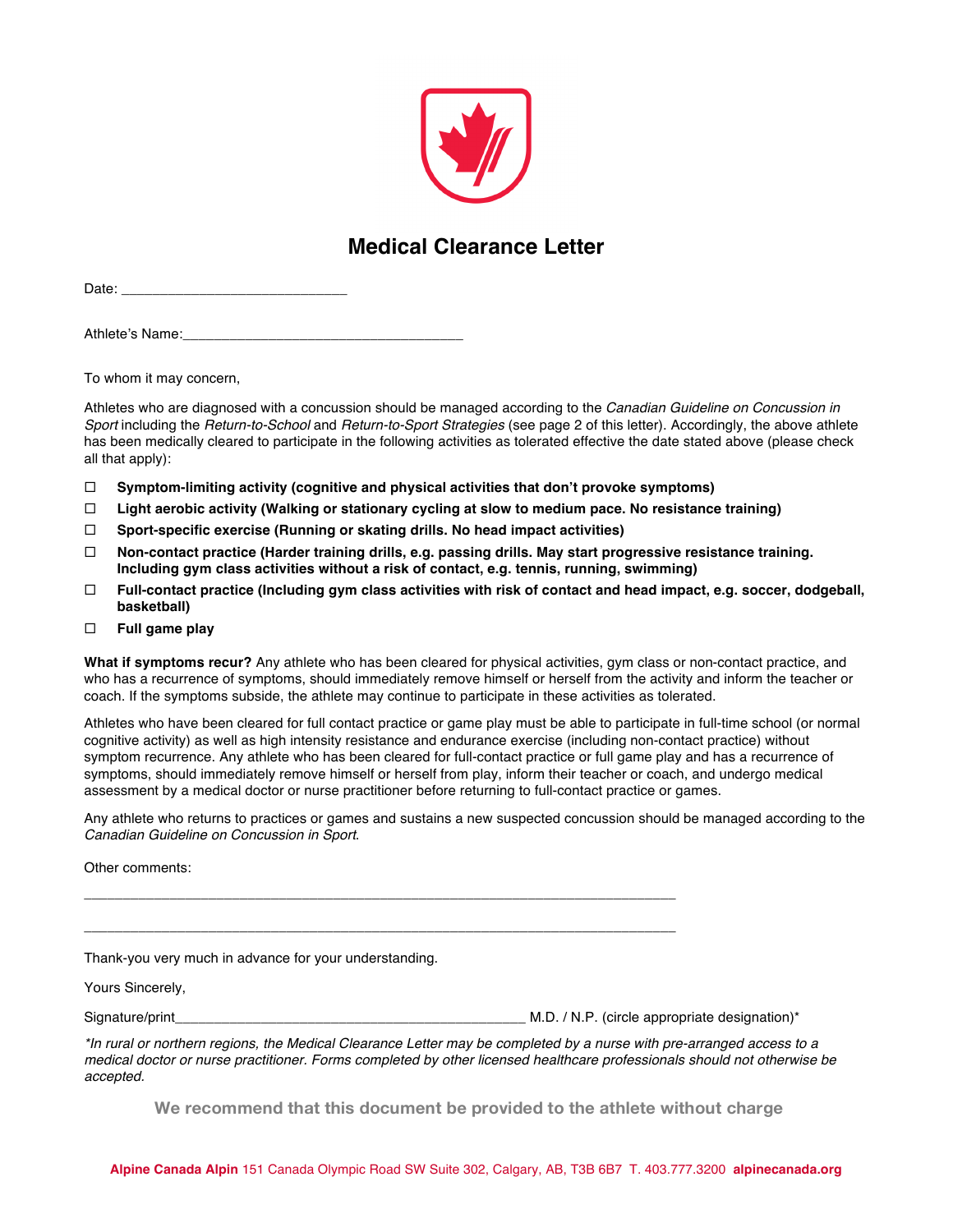# Medical Clearance Letter

Date: ____________________________

Athlete's Name:___________________________________

To whom it may concern,

Athletes who are diagnosed with a concussion should be managed according to the *Canadian Guideline on Concussion in Sport* including the *Return-to-School* and *Return-to-Sport Strategies* (see page 2 of this letter). Accordingly, the above athlete has been medically cleared to participate in the following activities as tolerated effective the date stated above (please check all that apply):

- ☐ **Symptom-limiting activity (cognitive and physical activities that don't provoke symptoms)**
- ☐ **Light aerobic activity (Walking or stationary cycling at slow to medium pace. No resistance training)**
- ☐ **Sport-specific exercise (Running or skating drills. No head impact activities)**
- ☐ **Non-contact practice (Harder training drills, e.g. passing drills. May start progressive resistance training. Including gym class activities without a risk of contact, e.g. tennis, running, swimming)**
- ☐ **Full-contact practice (Including gym class activities with risk of contact and head impact, e.g. soccer, dodgeball, basketball)**
- ☐ **Full game play**

**What if symptoms recur?** Any athlete who has been cleared for physical activities, gym class or non-contact practice, and who has a recurrence of symptoms, should immediately remove himself or herself from the activity and inform the teacher or coach. If the symptoms subside, the athlete may continue to participate in these activities as tolerated.

Athletes who have been cleared for full contact practice or game play must be able to participate in full-time school (or normal cognitive activity) as well as high intensity resistance and endurance exercise (including non-contact practice) without symptom recurrence. Any athlete who has been cleared for full-contact practice or full game play and has a recurrence of symptoms, should immediately remove himself or herself from play, inform their teacher or coach, and undergo medical assessment by a medical doctor or nurse practitioner before returning to full-contact practice or games.

Any athlete who returns to practices or games and sustains a new suspected concussion should be managed according to the *Canadian Guideline on Concussion in Sport*.

Other comments:

___________________________________________________________________________

___________________________________________________________________________

Thank-you very much in advance for your understanding.

Yours Sincerely,

Signature/print_____________________________________________ M.D. / N.P. (circle appropriate designation)*

*\*In rural or northern regions, the Medical Clearance Letter may be completed by a nurse with pre-arranged access to a medical doctor or nurse practitioner. Forms completed by other licensed healthcare professionals should not otherwise be accepted.*

**We recommend that this document be provided to the athlete without charge**

**Alpine Canada Alpin** 151 Canada Olympic Road SW Suite 302, Calgary, AB, T3B 6B7 T. 403.777.3200 **alpinecanada.org**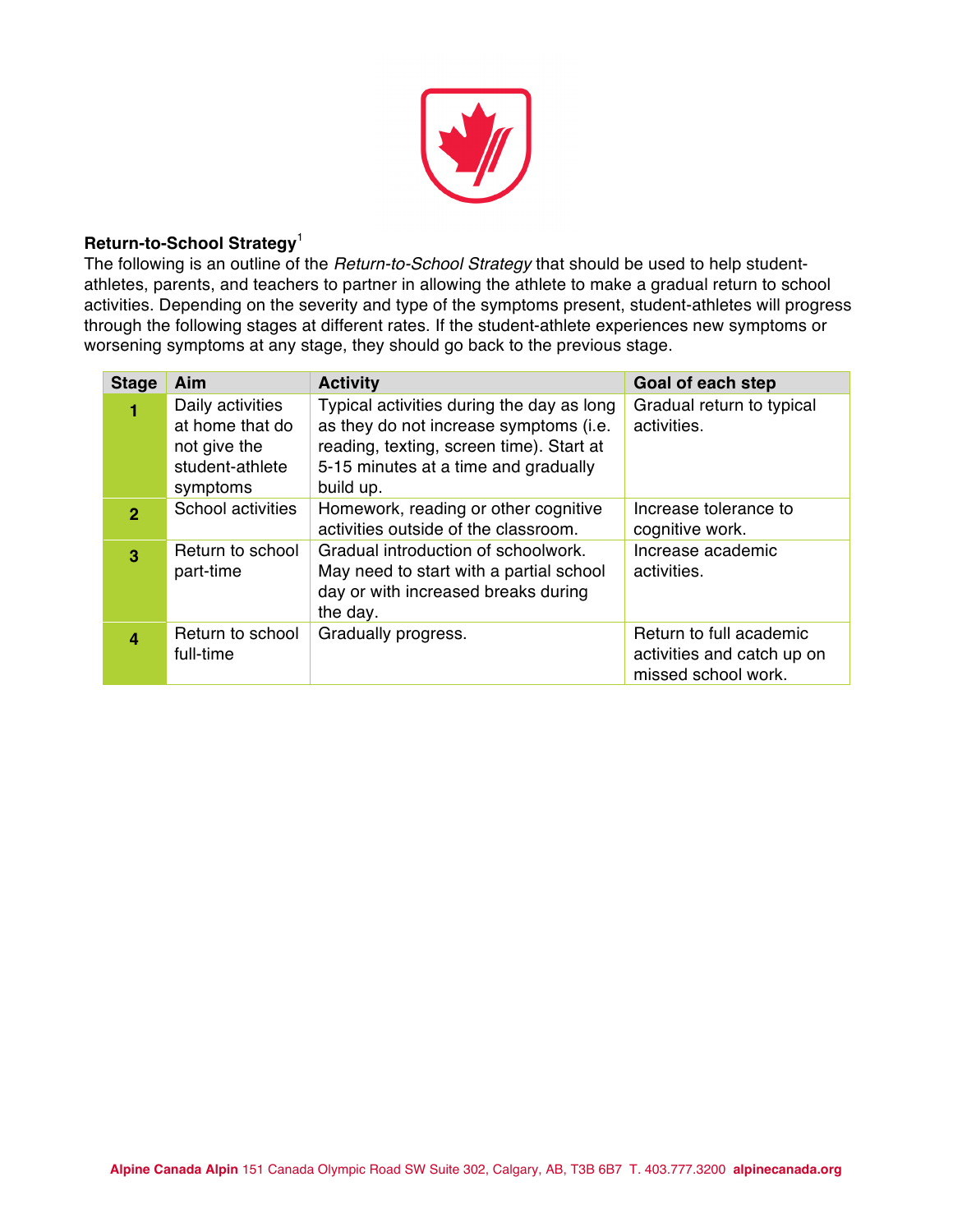**Return-to-School Strategy**[1]

The following is an outline of the *Return-to-School Strategy* that should be used to help student-athletes, parents, and teachers to partner in allowing the athlete to make a gradual return to school activities. Depending on the severity and type of the symptoms present, student-athletes will progress through the following stages at different rates. If the student-athlete experiences new symptoms or worsening symptoms at any stage, they should go back to the previous stage.

| Stage | Aim | Activity | Goal of each step |
|---|---|---|---|
| **1** | Daily activities at home that do not give the student-athlete symptoms | Typical activities during the day as long as they do not increase symptoms (i.e. reading, texting, screen time). Start at 5-15 minutes at a time and gradually build up. | Gradual return to typical activities. |
| **2** | School activities | Homework, reading or other cognitive activities outside of the classroom. | Increase tolerance to cognitive work. |
| **3** | Return to school part-time | Gradual introduction of schoolwork. May need to start with a partial school day or with increased breaks during the day. | Increase academic activities. |
| **4** | Return to school full-time | Gradually progress. | Return to full academic activities and catch up on missed school work. |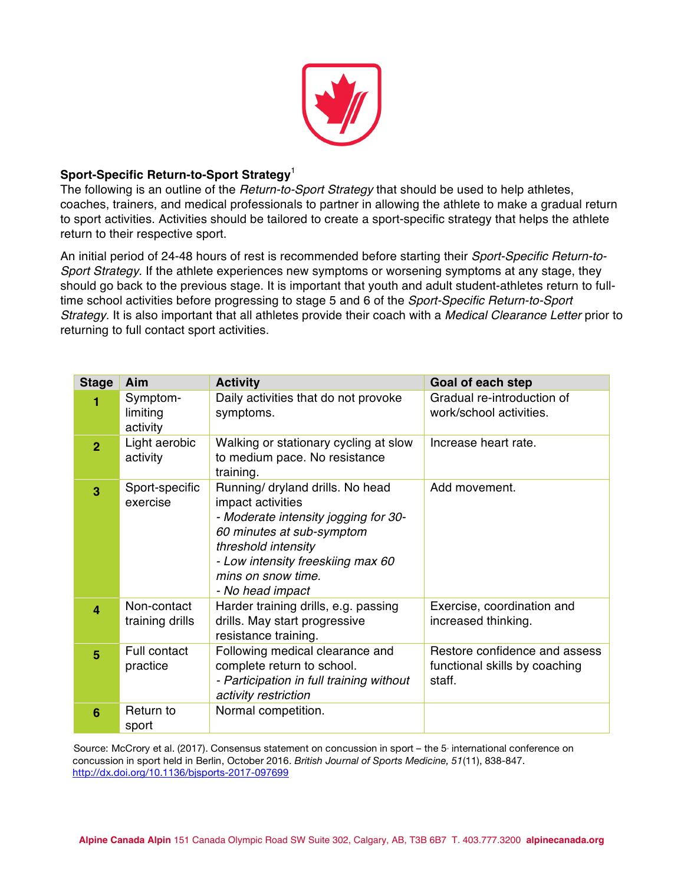## Sport-Specific Return-to-Sport Strategy[1]

The following is an outline of the *Return-to-Sport Strategy* that should be used to help athletes, coaches, trainers, and medical professionals to partner in allowing the athlete to make a gradual return to sport activities. Activities should be tailored to create a sport-specific strategy that helps the athlete return to their respective sport.

An initial period of 24-48 hours of rest is recommended before starting their *Sport-Specific Return-to-Sport Strategy*. If the athlete experiences new symptoms or worsening symptoms at any stage, they should go back to the previous stage. It is important that youth and adult student-athletes return to full-time school activities before progressing to stage 5 and 6 of the *Sport-Specific Return-to-Sport Strategy*. It is also important that all athletes provide their coach with a *Medical Clearance Letter* prior to returning to full contact sport activities.

| Stage | Aim | Activity | Goal of each step |
|---|---|---|---|
| **1** | Symptom-limiting activity | Daily activities that do not provoke symptoms. | Gradual re-introduction of work/school activities. |
| **2** | Light aerobic activity | Walking or stationary cycling at slow to medium pace. No resistance training. | Increase heart rate. |
| **3** | Sport-specific exercise | Running/ dryland drills. No head impact activities<br>*- Moderate intensity jogging for 30-60 minutes at sub-symptom threshold intensity*<br>*- Low intensity freeskiing max 60 mins on snow time.*<br>*- No head impact* | Add movement. |
| **4** | Non-contact training drills | Harder training drills, e.g. passing drills. May start progressive resistance training. | Exercise, coordination and increased thinking. |
| **5** | Full contact practice | Following medical clearance and complete return to school.<br>*- Participation in full training without activity restriction* | Restore confidence and assess functional skills by coaching staff. |
| **6** | Return to sport | Normal competition. | |

[1]Source: McCrory et al. (2017). Consensus statement on concussion in sport – the 5th international conference on concussion in sport held in Berlin, October 2016. *British Journal of Sports Medicine, 51*(11), 838-847. http://dx.doi.org/10.1136/bjsports-2017-097699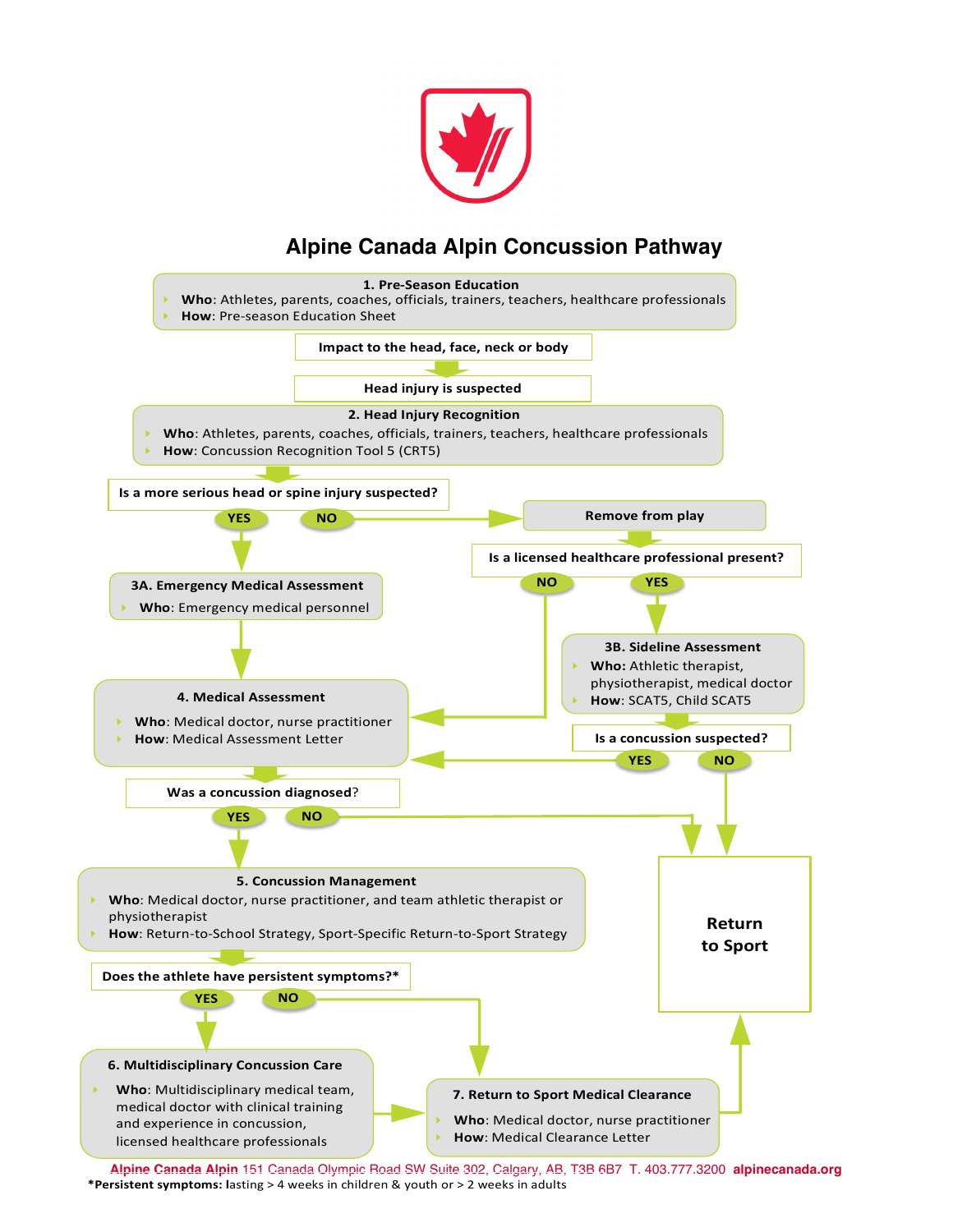# Alpine Canada Alpin Concussion Pathway

**1. Pre-Season Education**
- **Who**: Athletes, parents, coaches, officials, trainers, teachers, healthcare professionals
- **How**: Pre-season Education Sheet

**Impact to the head, face, neck or body**

**Head injury is suspected**

**2. Head Injury Recognition**
- **Who**: Athletes, parents, coaches, officials, trainers, teachers, healthcare professionals
- **How**: Concussion Recognition Tool 5 (CRT5)

**Is a more serious head or spine injury suspected?**

YES → 3A. Emergency Medical Assessment

NO → Remove from play

**Remove from play**

**Is a licensed healthcare professional present?**

NO → 4. Medical Assessment

YES → 3B. Sideline Assessment

**3A. Emergency Medical Assessment**
- **Who**: Emergency medical personnel

**3B. Sideline Assessment**
- **Who:** Athletic therapist, physiotherapist, medical doctor
- **How**: SCAT5, Child SCAT5

**Is a concussion suspected?**

YES → 4. Medical Assessment

NO → Return to Sport

**4. Medical Assessment**
- **Who**: Medical doctor, nurse practitioner
- **How**: Medical Assessment Letter

**Was a concussion diagnosed?**

YES → 5. Concussion Management

NO → Return to Sport

**5. Concussion Management**
- **Who**: Medical doctor, nurse practitioner, and team athletic therapist or physiotherapist
- **How**: Return-to-School Strategy, Sport-Specific Return-to-Sport Strategy

**Does the athlete have persistent symptoms?***

YES → 6. Multidisciplinary Concussion Care

NO → 7. Return to Sport Medical Clearance

**6. Multidisciplinary Concussion Care**
- **Who**: Multidisciplinary medical team, medical doctor with clinical training and experience in concussion, licensed healthcare professionals

**7. Return to Sport Medical Clearance**
- **Who**: Medical doctor, nurse practitioner
- **How**: Medical Clearance Letter

**Return to Sport**

Alpine Canada Alpin 151 Canada Olympic Road SW Suite 302, Calgary, AB, T3B 6B7 T. 403.777.3200 alpinecanada.org

***Persistent symptoms:** lasting > 4 weeks in children & youth or > 2 weeks in adults